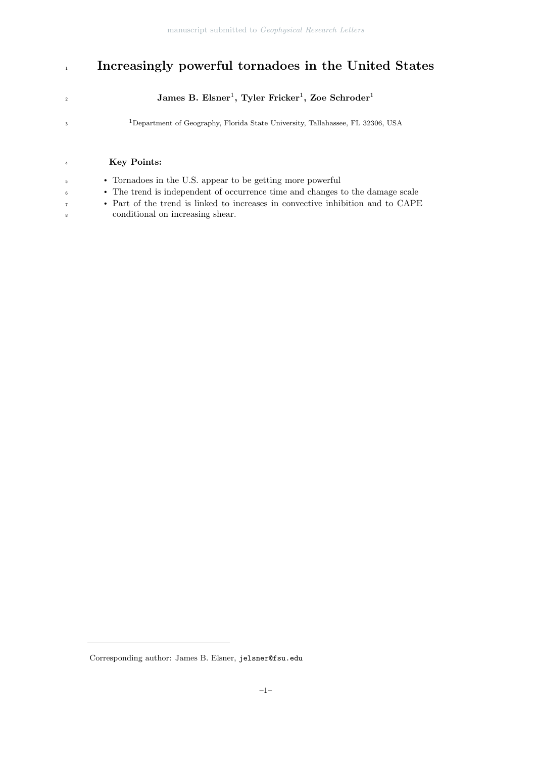# Increasingly powerful tornadoes in the United States

**James B. Elsner[1], Tyler Fricker[1], Zoe Schroder[1]**

[1]Department of Geography, Florida State University, Tallahassee, FL 32306, USA

**Key Points:**

- Tornadoes in the U.S. appear to be getting more powerful
- The trend is independent of occurrence time and changes to the damage scale
- Part of the trend is linked to increases in convective inhibition and to CAPE conditional on increasing shear.

Corresponding author: James B. Elsner, jelsner@fsu.edu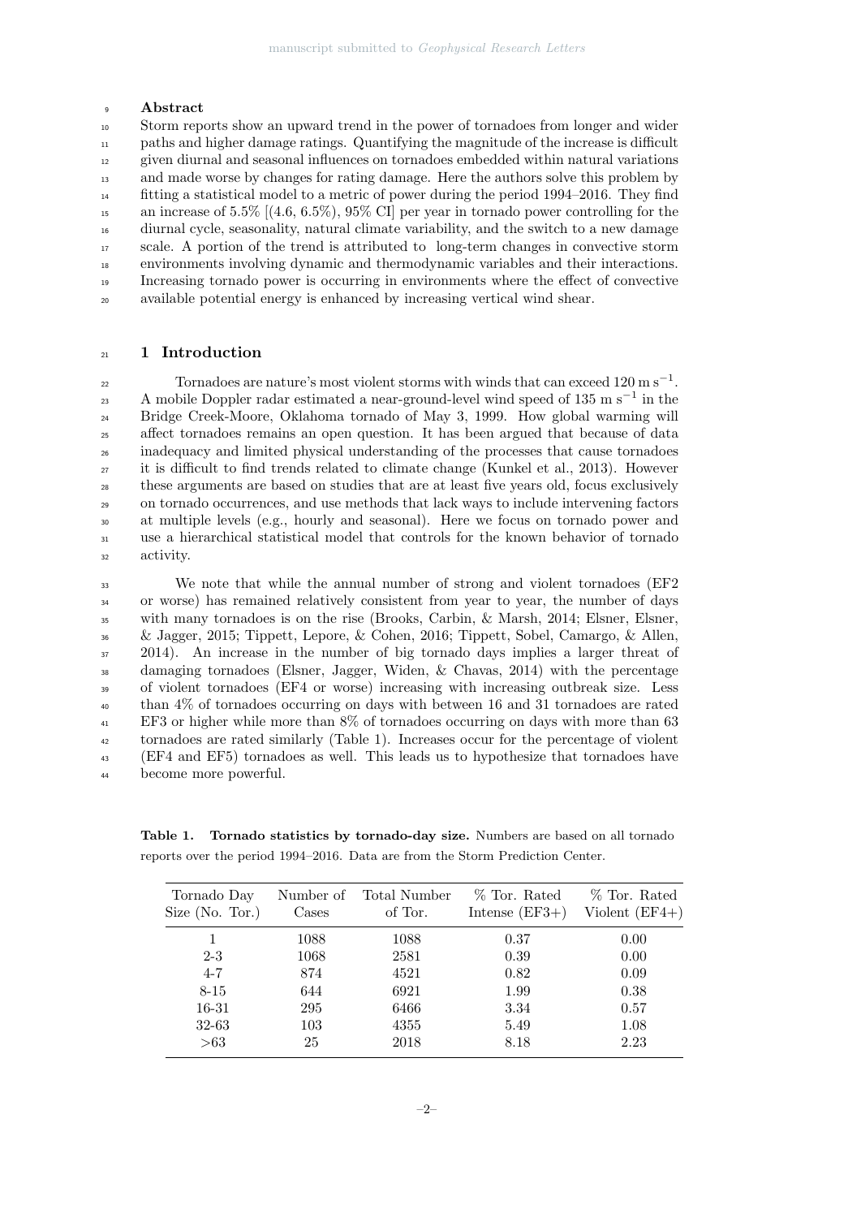## Abstract

Storm reports show an upward trend in the power of tornadoes from longer and wider paths and higher damage ratings. Quantifying the magnitude of the increase is difficult given diurnal and seasonal influences on tornadoes embedded within natural variations and made worse by changes for rating damage. Here the authors solve this problem by fitting a statistical model to a metric of power during the period 1994–2016. They find an increase of 5.5% [(4.6, 6.5%), 95% CI] per year in tornado power controlling for the diurnal cycle, seasonality, natural climate variability, and the switch to a new damage scale. A portion of the trend is attributed to long-term changes in convective storm environments involving dynamic and thermodynamic variables and their interactions. Increasing tornado power is occurring in environments where the effect of convective available potential energy is enhanced by increasing vertical wind shear.

## 1 Introduction

Tornadoes are nature's most violent storms with winds that can exceed 120 m s$^{-1}$. A mobile Doppler radar estimated a near-ground-level wind speed of 135 m s$^{-1}$ in the Bridge Creek-Moore, Oklahoma tornado of May 3, 1999. How global warming will affect tornadoes remains an open question. It has been argued that because of data inadequacy and limited physical understanding of the processes that cause tornadoes it is difficult to find trends related to climate change (Kunkel et al., 2013). However these arguments are based on studies that are at least five years old, focus exclusively on tornado occurrences, and use methods that lack ways to include intervening factors at multiple levels (e.g., hourly and seasonal). Here we focus on tornado power and use a hierarchical statistical model that controls for the known behavior of tornado activity.

We note that while the annual number of strong and violent tornadoes (EF2 or worse) has remained relatively consistent from year to year, the number of days with many tornadoes is on the rise (Brooks, Carbin, & Marsh, 2014; Elsner, Elsner, & Jagger, 2015; Tippett, Lepore, & Cohen, 2016; Tippett, Sobel, Camargo, & Allen, 2014). An increase in the number of big tornado days implies a larger threat of damaging tornadoes (Elsner, Jagger, Widen, & Chavas, 2014) with the percentage of violent tornadoes (EF4 or worse) increasing with increasing outbreak size. Less than 4% of tornadoes occurring on days with between 16 and 31 tornadoes are rated EF3 or higher while more than 8% of tornadoes occurring on days with more than 63 tornadoes are rated similarly (Table 1). Increases occur for the percentage of violent (EF4 and EF5) tornadoes as well. This leads us to hypothesize that tornadoes have become more powerful.

**Table 1. Tornado statistics by tornado-day size.** Numbers are based on all tornado reports over the period 1994–2016. Data are from the Storm Prediction Center.

| Tornado Day Size (No. Tor.) | Number of Cases | Total Number of Tor. | % Tor. Rated Intense (EF3+) | % Tor. Rated Violent (EF4+) |
|---|---|---|---|---|
| 1 | 1088 | 1088 | 0.37 | 0.00 |
| 2-3 | 1068 | 2581 | 0.39 | 0.00 |
| 4-7 | 874 | 4521 | 0.82 | 0.09 |
| 8-15 | 644 | 6921 | 1.99 | 0.38 |
| 16-31 | 295 | 6466 | 3.34 | 0.57 |
| 32-63 | 103 | 4355 | 5.49 | 1.08 |
| >63 | 25 | 2018 | 8.18 | 2.23 |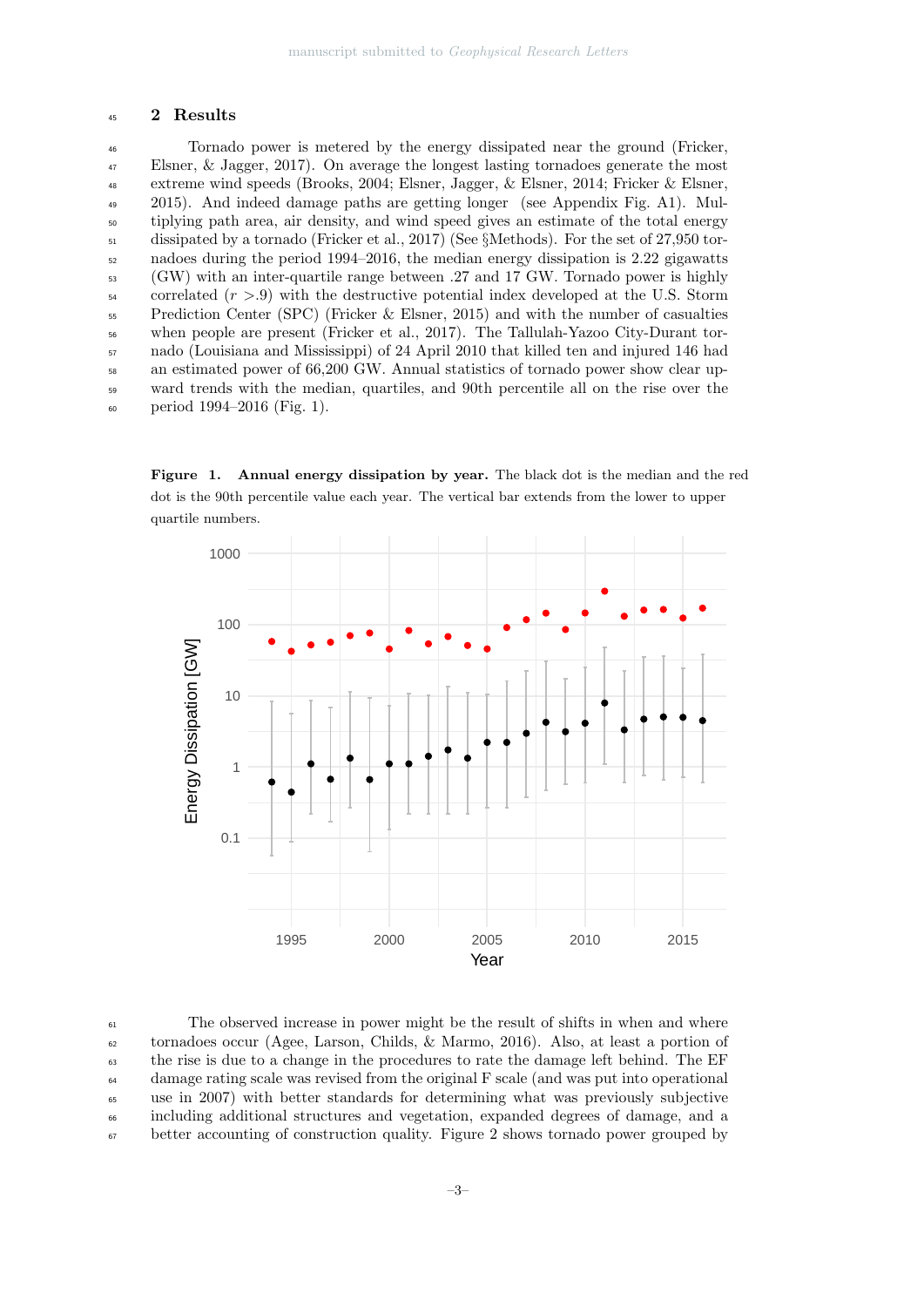## 2 Results

Tornado power is metered by the energy dissipated near the ground (Fricker, Elsner, & Jagger, 2017). On average the longest lasting tornadoes generate the most extreme wind speeds (Brooks, 2004; Elsner, Jagger, & Elsner, 2014; Fricker & Elsner, 2015). And indeed damage paths are getting longer (see Appendix Fig. A1). Multiplying path area, air density, and wind speed gives an estimate of the total energy dissipated by a tornado (Fricker et al., 2017) (See §Methods). For the set of 27,950 tornadoes during the period 1994–2016, the median energy dissipation is 2.22 gigawatts (GW) with an inter-quartile range between .27 and 17 GW. Tornado power is highly correlated ($r > .9$) with the destructive potential index developed at the U.S. Storm Prediction Center (SPC) (Fricker & Elsner, 2015) and with the number of casualties when people are present (Fricker et al., 2017). The Tallulah-Yazoo City-Durant tornado (Louisiana and Mississippi) of 24 April 2010 that killed ten and injured 146 had an estimated power of 66,200 GW. Annual statistics of tornado power show clear upward trends with the median, quartiles, and 90th percentile all on the rise over the period 1994–2016 (Fig. 1).

**Figure 1. Annual energy dissipation by year.** The black dot is the median and the red dot is the 90th percentile value each year. The vertical bar extends from the lower to upper quartile numbers.

Energy Dissipation [GW]
1000
100
10
1
0.1
1995
2000
2005
2010
2015
Year

The observed increase in power might be the result of shifts in when and where tornadoes occur (Agee, Larson, Childs, & Marmo, 2016). Also, at least a portion of the rise is due to a change in the procedures to rate the damage left behind. The EF damage rating scale was revised from the original F scale (and was put into operational use in 2007) with better standards for determining what was previously subjective including additional structures and vegetation, expanded degrees of damage, and a better accounting of construction quality. Figure 2 shows tornado power grouped by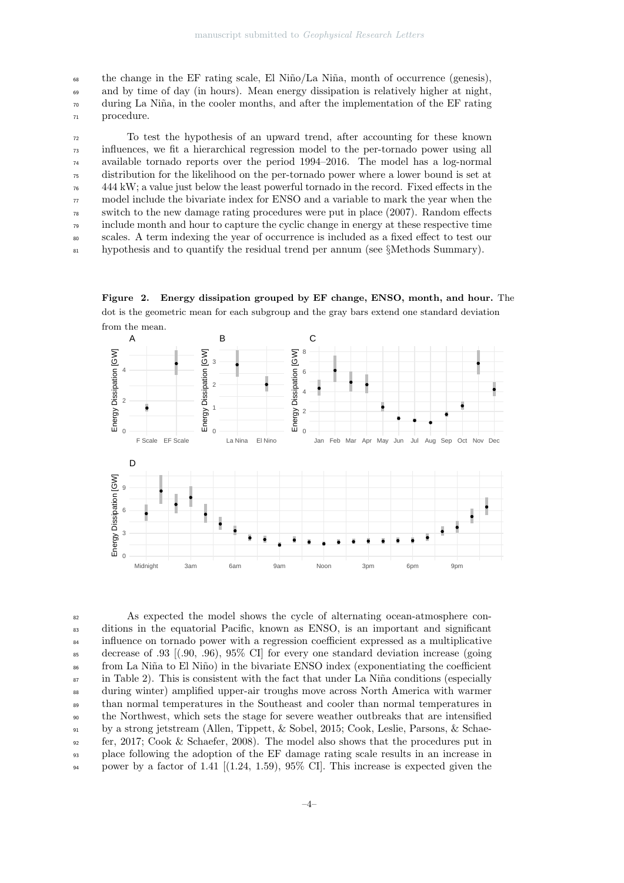the change in the EF rating scale, El Niño/La Niña, month of occurrence (genesis), and by time of day (in hours). Mean energy dissipation is relatively higher at night, during La Niña, in the cooler months, and after the implementation of the EF rating procedure.

To test the hypothesis of an upward trend, after accounting for these known influences, we fit a hierarchical regression model to the per-tornado power using all available tornado reports over the period 1994–2016. The model has a log-normal distribution for the likelihood on the per-tornado power where a lower bound is set at 444 kW; a value just below the least powerful tornado in the record. Fixed effects in the model include the bivariate index for ENSO and a variable to mark the year when the switch to the new damage rating procedures were put in place (2007). Random effects include month and hour to capture the cyclic change in energy at these respective time scales. A term indexing the year of occurrence is included as a fixed effect to test our hypothesis and to quantify the residual trend per annum (see §Methods Summary).

**Figure 2. Energy dissipation grouped by EF change, ENSO, month, and hour.** The dot is the geometric mean for each subgroup and the gray bars extend one standard deviation from the mean.

As expected the model shows the cycle of alternating ocean-atmosphere conditions in the equatorial Pacific, known as ENSO, is an important and significant influence on tornado power with a regression coefficient expressed as a multiplicative decrease of .93 [(.90, .96), 95% CI] for every one standard deviation increase (going from La Niña to El Niño) in the bivariate ENSO index (exponentiating the coefficient in Table 2). This is consistent with the fact that under La Niña conditions (especially during winter) amplified upper-air troughs move across North America with warmer than normal temperatures in the Southeast and cooler than normal temperatures in the Northwest, which sets the stage for severe weather outbreaks that are intensified by a strong jetstream (Allen, Tippett, & Sobel, 2015; Cook, Leslie, Parsons, & Schaefer, 2017; Cook & Schaefer, 2008). The model also shows that the procedures put in place following the adoption of the EF damage rating scale results in an increase in power by a factor of 1.41 [(1.24, 1.59), 95% CI]. This increase is expected given the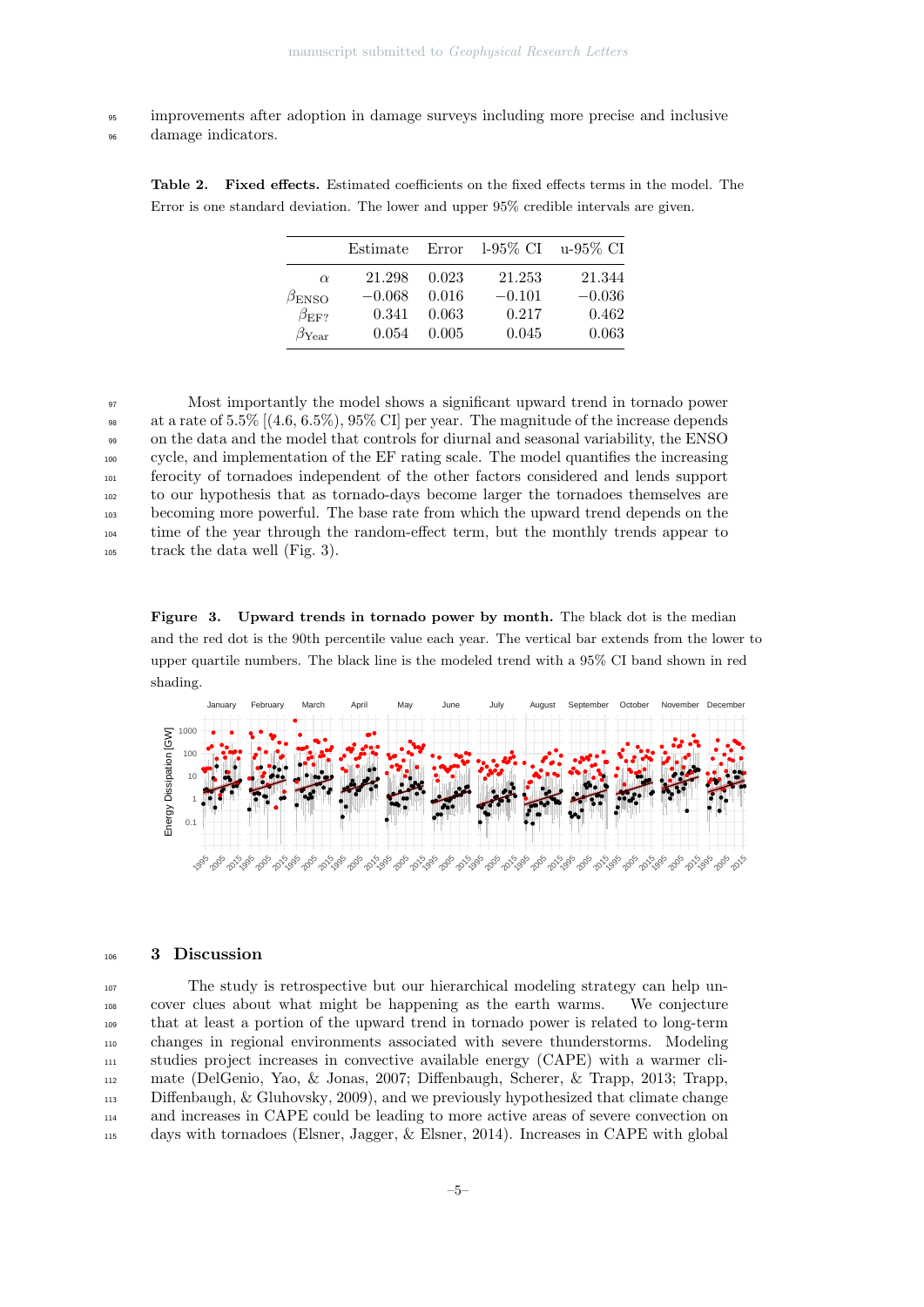improvements after adoption in damage surveys including more precise and inclusive damage indicators.

**Table 2. Fixed effects.** Estimated coefficients on the fixed effects terms in the model. The Error is one standard deviation. The lower and upper 95% credible intervals are given.

| | Estimate | Error | l-95% CI | u-95% CI |
|---|---|---|---|---|
| $\alpha$ | 21.298 | 0.023 | 21.253 | 21.344 |
| $\beta_{\text{ENSO}}$ | $-0.068$ | 0.016 | $-0.101$ | $-0.036$ |
| $\beta_{\text{EF?}}$ | 0.341 | 0.063 | 0.217 | 0.462 |
| $\beta_{\text{Year}}$ | 0.054 | 0.005 | 0.045 | 0.063 |

Most importantly the model shows a significant upward trend in tornado power at a rate of 5.5% [(4.6, 6.5%), 95% CI] per year. The magnitude of the increase depends on the data and the model that controls for diurnal and seasonal variability, the ENSO cycle, and implementation of the EF rating scale. The model quantifies the increasing ferocity of tornadoes independent of the other factors considered and lends support to our hypothesis that as tornado-days become larger the tornadoes themselves are becoming more powerful. The base rate from which the upward trend depends on the time of the year through the random-effect term, but the monthly trends appear to track the data well (Fig. 3).

**Figure 3. Upward trends in tornado power by month.** The black dot is the median and the red dot is the 90th percentile value each year. The vertical bar extends from the lower to upper quartile numbers. The black line is the modeled trend with a 95% CI band shown in red shading.

January February March April May June July August September October November December

Energy Dissipation [GW]

1000
100
10
1
0.1

1995 2005 2015

## 3 Discussion

The study is retrospective but our hierarchical modeling strategy can help uncover clues about what might be happening as the earth warms. We conjecture that at least a portion of the upward trend in tornado power is related to long-term changes in regional environments associated with severe thunderstorms. Modeling studies project increases in convective available energy (CAPE) with a warmer climate (DelGenio, Yao, & Jonas, 2007; Diffenbaugh, Scherer, & Trapp, 2013; Trapp, Diffenbaugh, & Gluhovsky, 2009), and we previously hypothesized that climate change and increases in CAPE could be leading to more active areas of severe convection on days with tornadoes (Elsner, Jagger, & Elsner, 2014). Increases in CAPE with global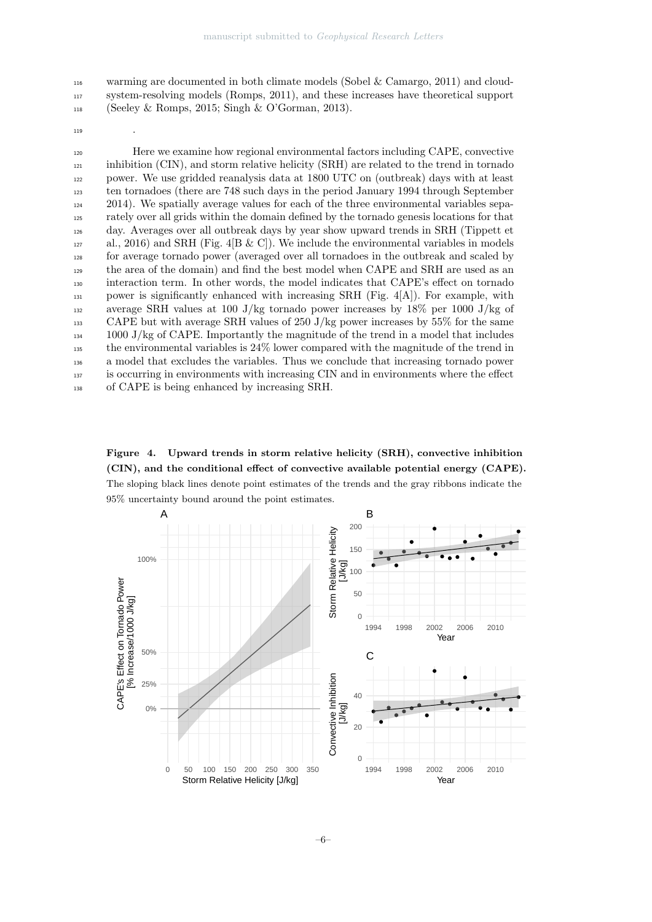warming are documented in both climate models (Sobel & Camargo, 2011) and cloud-system-resolving models (Romps, 2011), and these increases have theoretical support (Seeley & Romps, 2015; Singh & O'Gorman, 2013).

.

Here we examine how regional environmental factors including CAPE, convective inhibition (CIN), and storm relative helicity (SRH) are related to the trend in tornado power. We use gridded reanalysis data at 1800 UTC on (outbreak) days with at least ten tornadoes (there are 748 such days in the period January 1994 through September 2014). We spatially average values for each of the three environmental variables separately over all grids within the domain defined by the tornado genesis locations for that day. Averages over all outbreak days by year show upward trends in SRH (Tippett et al., 2016) and SRH (Fig. 4[B & C]). We include the environmental variables in models for average tornado power (averaged over all tornadoes in the outbreak and scaled by the area of the domain) and find the best model when CAPE and SRH are used as an interaction term. In other words, the model indicates that CAPE's effect on tornado power is significantly enhanced with increasing SRH (Fig. 4[A]). For example, with average SRH values at 100 J/kg tornado power increases by 18% per 1000 J/kg of CAPE but with average SRH values of 250 J/kg power increases by 55% for the same 1000 J/kg of CAPE. Importantly the magnitude of the trend in a model that includes the environmental variables is 24% lower compared with the magnitude of the trend in a model that excludes the variables. Thus we conclude that increasing tornado power is occurring in environments with increasing CIN and in environments where the effect of CAPE is being enhanced by increasing SRH.

**Figure 4. Upward trends in storm relative helicity (SRH), convective inhibition (CIN), and the conditional effect of convective available potential energy (CAPE).** The sloping black lines denote point estimates of the trends and the gray ribbons indicate the 95% uncertainty bound around the point estimates.

A

CAPE's Effect on Tornado Power [% Increase/1000 J/kg]

100%
50%
25%
0%

0 50 100 150 200 250 300 350

Storm Relative Helicity [J/kg]

B

Storm Relative Helicity [J/kg]

200
150
100
50
0

1994 1998 2002 2006 2010

Year

C

Convective Inhibition [J/kg]

40
20
0

1994 1998 2002 2006 2010

Year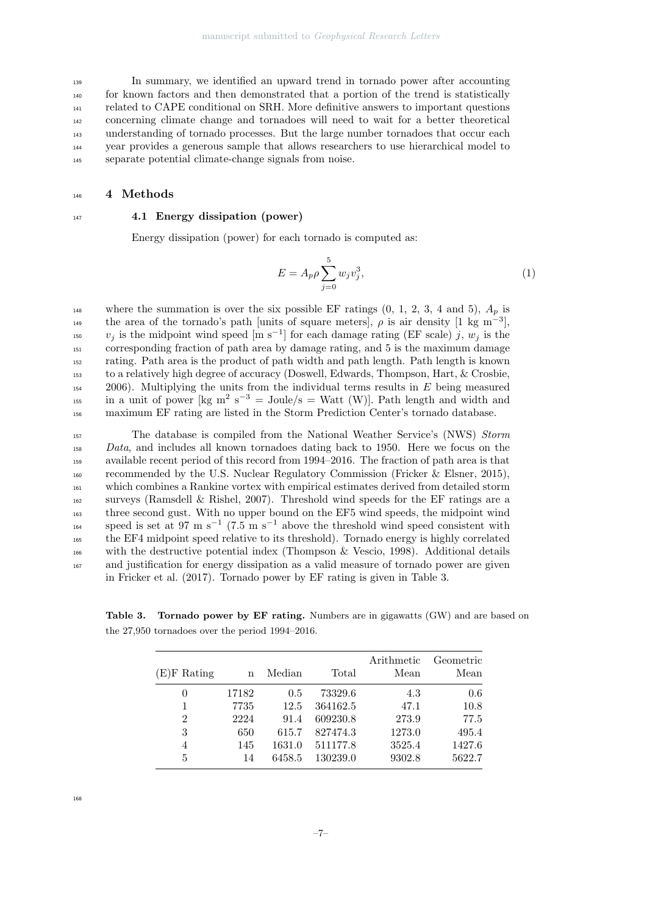In summary, we identified an upward trend in tornado power after accounting for known factors and then demonstrated that a portion of the trend is statistically related to CAPE conditional on SRH. More definitive answers to important questions concerning climate change and tornadoes will need to wait for a better theoretical understanding of tornado processes. But the large number tornadoes that occur each year provides a generous sample that allows researchers to use hierarchical model to separate potential climate-change signals from noise.

## 4 Methods

### 4.1 Energy dissipation (power)

Energy dissipation (power) for each tornado is computed as:

$$E = A_p \rho \sum_{j=0}^{5} w_j v_j^3, \tag{1}$$

where the summation is over the six possible EF ratings (0, 1, 2, 3, 4 and 5), $A_p$ is the area of the tornado's path [units of square meters], $\rho$ is air density [1 kg m$^{-3}$], $v_j$ is the midpoint wind speed [m s$^{-1}$] for each damage rating (EF scale) $j$, $w_j$ is the corresponding fraction of path area by damage rating, and 5 is the maximum damage rating. Path area is the product of path width and path length. Path length is known to a relatively high degree of accuracy (Doswell, Edwards, Thompson, Hart, & Crosbie, 2006). Multiplying the units from the individual terms results in $E$ being measured in a unit of power [kg m$^2$ s$^{-3}$ = Joule/s = Watt (W)]. Path length and width and maximum EF rating are listed in the Storm Prediction Center's tornado database.

The database is compiled from the National Weather Service's (NWS) *Storm Data*, and includes all known tornadoes dating back to 1950. Here we focus on the available recent period of this record from 1994–2016. The fraction of path area is that recommended by the U.S. Nuclear Regulatory Commission (Fricker & Elsner, 2015), which combines a Rankine vortex with empirical estimates derived from detailed storm surveys (Ramsdell & Rishel, 2007). Threshold wind speeds for the EF ratings are a three second gust. With no upper bound on the EF5 wind speeds, the midpoint wind speed is set at 97 m s$^{-1}$ (7.5 m s$^{-1}$ above the threshold wind speed consistent with the EF4 midpoint speed relative to its threshold). Tornado energy is highly correlated with the destructive potential index (Thompson & Vescio, 1998). Additional details and justification for energy dissipation as a valid measure of tornado power are given in Fricker et al. (2017). Tornado power by EF rating is given in Table 3.

**Table 3. Tornado power by EF rating.** Numbers are in gigawatts (GW) and are based on the 27,950 tornadoes over the period 1994–2016.

| (E)F Rating | n | Median | Total | Arithmetic Mean | Geometric Mean |
|---|---|---|---|---|---|
| 0 | 17182 | 0.5 | 73329.6 | 4.3 | 0.6 |
| 1 | 7735 | 12.5 | 364162.5 | 47.1 | 10.8 |
| 2 | 2224 | 91.4 | 609230.8 | 273.9 | 77.5 |
| 3 | 650 | 615.7 | 827474.3 | 1273.0 | 495.4 |
| 4 | 145 | 1631.0 | 511177.8 | 3525.4 | 1427.6 |
| 5 | 14 | 6458.5 | 130239.0 | 9302.8 | 5622.7 |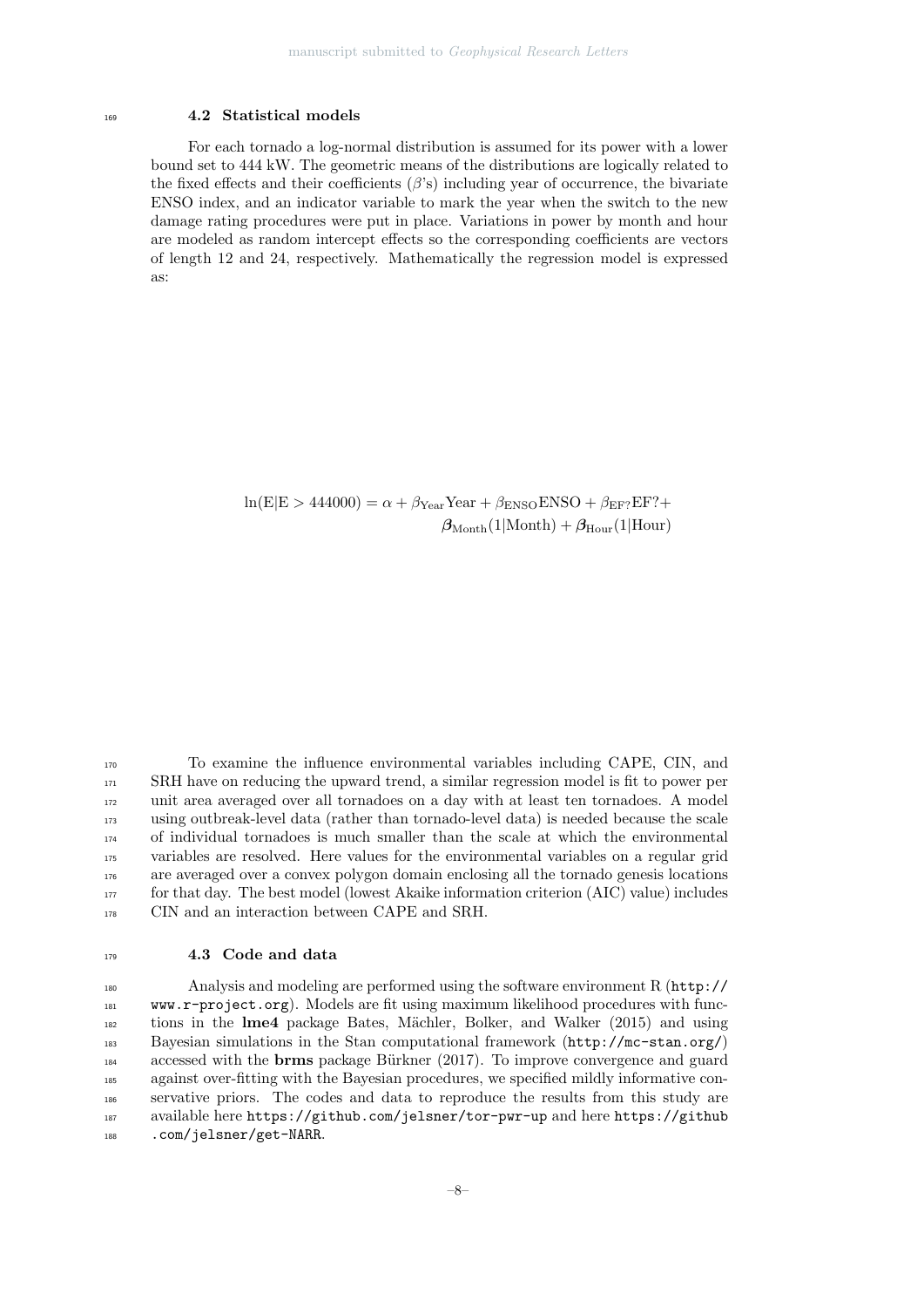### 4.2 Statistical models

For each tornado a log-normal distribution is assumed for its power with a lower bound set to 444 kW. The geometric means of the distributions are logically related to the fixed effects and their coefficients ($\beta$'s) including year of occurrence, the bivariate ENSO index, and an indicator variable to mark the year when the switch to the new damage rating procedures were put in place. Variations in power by month and hour are modeled as random intercept effects so the corresponding coefficients are vectors of length 12 and 24, respectively. Mathematically the regression model is expressed as:

$$
\begin{aligned}
\ln(\text{E}|\text{E} > 444000) = \alpha + \beta_{\text{Year}}\text{Year} + \beta_{\text{ENSO}}\text{ENSO} + \beta_{\text{EF?}}\text{EF?} + \\
\boldsymbol{\beta}_{\text{Month}}(1|\text{Month}) + \boldsymbol{\beta}_{\text{Hour}}(1|\text{Hour})
\end{aligned}
$$

To examine the influence environmental variables including CAPE, CIN, and SRH have on reducing the upward trend, a similar regression model is fit to power per unit area averaged over all tornadoes on a day with at least ten tornadoes. A model using outbreak-level data (rather than tornado-level data) is needed because the scale of individual tornadoes is much smaller than the scale at which the environmental variables are resolved. Here values for the environmental variables on a regular grid are averaged over a convex polygon domain enclosing all the tornado genesis locations for that day. The best model (lowest Akaike information criterion (AIC) value) includes CIN and an interaction between CAPE and SRH.

### 4.3 Code and data

Analysis and modeling are performed using the software environment R (`http://www.r-project.org`). Models are fit using maximum likelihood procedures with functions in the **lme4** package Bates, Mächler, Bolker, and Walker (2015) and using Bayesian simulations in the Stan computational framework (`http://mc-stan.org/`) accessed with the **brms** package Bürkner (2017). To improve convergence and guard against over-fitting with the Bayesian procedures, we specified mildly informative conservative priors. The codes and data to reproduce the results from this study are available here `https://github.com/jelsner/tor-pwr-up` and here `https://github.com/jelsner/get-NARR`.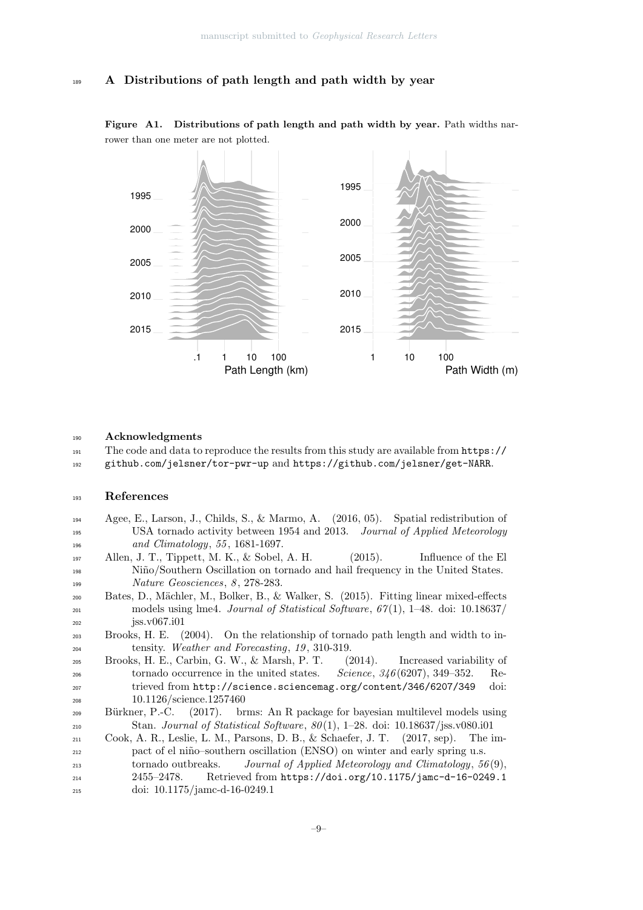# A Distributions of path length and path width by year

**Figure A1. Distributions of path length and path width by year.** Path widths narrower than one meter are not plotted.

1995
2000
2005
2010
2015
.1 1 10 100
Path Length (km)

1995
2000
2005
2010
2015
1 10 100
Path Width (m)

## Acknowledgments

The code and data to reproduce the results from this study are available from `https://github.com/jelsner/tor-pwr-up` and `https://github.com/jelsner/get-NARR`.

## References

Agee, E., Larson, J., Childs, S., & Marmo, A. (2016, 05). Spatial redistribution of USA tornado activity between 1954 and 2013. *Journal of Applied Meteorology and Climatology*, *55*, 1681-1697.

Allen, J. T., Tippett, M. K., & Sobel, A. H. (2015). Influence of the El Niño/Southern Oscillation on tornado and hail frequency in the United States. *Nature Geosciences*, *8*, 278-283.

Bates, D., Mächler, M., Bolker, B., & Walker, S. (2015). Fitting linear mixed-effects models using lme4. *Journal of Statistical Software*, *67*(1), 1–48. doi: 10.18637/jss.v067.i01

Brooks, H. E. (2004). On the relationship of tornado path length and width to intensity. *Weather and Forecasting*, *19*, 310-319.

Brooks, H. E., Carbin, G. W., & Marsh, P. T. (2014). Increased variability of tornado occurrence in the united states. *Science*, *346*(6207), 349–352. Retrieved from `http://science.sciencemag.org/content/346/6207/349` doi: 10.1126/science.1257460

Bürkner, P.-C. (2017). brms: An R package for bayesian multilevel models using Stan. *Journal of Statistical Software*, *80*(1), 1–28. doi: 10.18637/jss.v080.i01

Cook, A. R., Leslie, L. M., Parsons, D. B., & Schaefer, J. T. (2017, sep). The impact of el niño–southern oscillation (ENSO) on winter and early spring u.s. tornado outbreaks. *Journal of Applied Meteorology and Climatology*, *56*(9), 2455–2478. Retrieved from `https://doi.org/10.1175/jamc-d-16-0249.1` doi: 10.1175/jamc-d-16-0249.1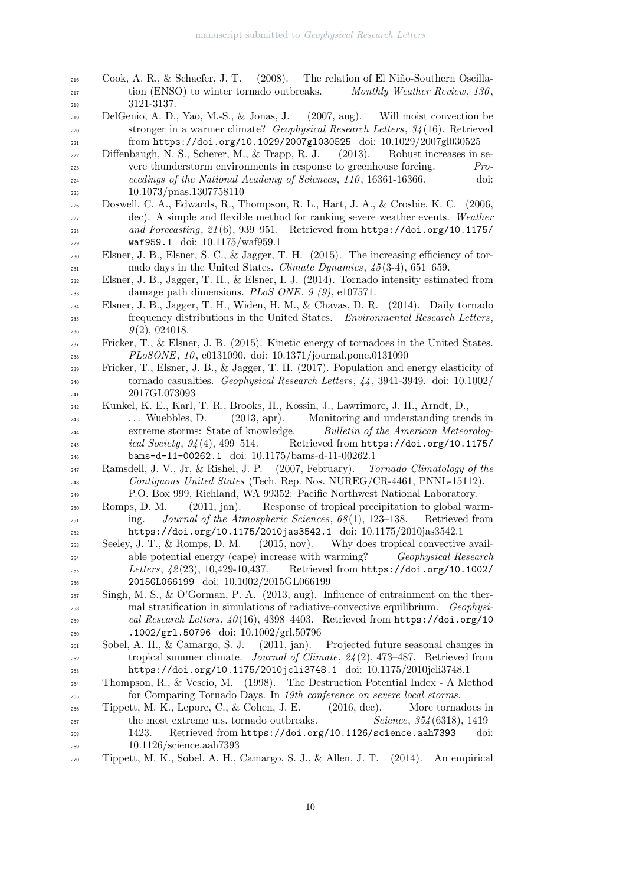Cook, A. R., & Schaefer, J. T. (2008). The relation of El Niño-Southern Oscillation (ENSO) to winter tornado outbreaks. *Monthly Weather Review*, *136*, 3121-3137.

DelGenio, A. D., Yao, M.-S., & Jonas, J. (2007, aug). Will moist convection be stronger in a warmer climate? *Geophysical Research Letters*, *34*(16). Retrieved from https://doi.org/10.1029/2007gl030525 doi: 10.1029/2007gl030525

Diffenbaugh, N. S., Scherer, M., & Trapp, R. J. (2013). Robust increases in severe thunderstorm environments in response to greenhouse forcing. *Proceedings of the National Academy of Sciences*, *110*, 16361-16366. doi: 10.1073/pnas.1307758110

Doswell, C. A., Edwards, R., Thompson, R. L., Hart, J. A., & Crosbie, K. C. (2006, dec). A simple and flexible method for ranking severe weather events. *Weather and Forecasting*, *21*(6), 939–951. Retrieved from https://doi.org/10.1175/waf959.1 doi: 10.1175/waf959.1

Elsner, J. B., Elsner, S. C., & Jagger, T. H. (2015). The increasing efficiency of tornado days in the United States. *Climate Dynamics*, *45*(3-4), 651–659.

Elsner, J. B., Jagger, T. H., & Elsner, I. J. (2014). Tornado intensity estimated from damage path dimensions. *PLoS ONE*, *9 (9)*, e107571.

Elsner, J. B., Jagger, T. H., Widen, H. M., & Chavas, D. R. (2014). Daily tornado frequency distributions in the United States. *Environmental Research Letters*, *9*(2), 024018.

Fricker, T., & Elsner, J. B. (2015). Kinetic energy of tornadoes in the United States. *PLoSONE*, *10*, e0131090. doi: 10.1371/journal.pone.0131090

Fricker, T., Elsner, J. B., & Jagger, T. H. (2017). Population and energy elasticity of tornado casualties. *Geophysical Research Letters*, *44*, 3941-3949. doi: 10.1002/2017GL073093

Kunkel, K. E., Karl, T. R., Brooks, H., Kossin, J., Lawrimore, J. H., Arndt, D., . . . Wuebbles, D. (2013, apr). Monitoring and understanding trends in extreme storms: State of knowledge. *Bulletin of the American Meteorological Society*, *94*(4), 499–514. Retrieved from https://doi.org/10.1175/bams-d-11-00262.1 doi: 10.1175/bams-d-11-00262.1

Ramsdell, J. V., Jr, & Rishel, J. P. (2007, February). *Tornado Climatology of the Contiguous United States* (Tech. Rep. Nos. NUREG/CR-4461, PNNL-15112). P.O. Box 999, Richland, WA 99352: Pacific Northwest National Laboratory.

Romps, D. M. (2011, jan). Response of tropical precipitation to global warming. *Journal of the Atmospheric Sciences*, *68*(1), 123–138. Retrieved from https://doi.org/10.1175/2010jas3542.1 doi: 10.1175/2010jas3542.1

Seeley, J. T., & Romps, D. M. (2015, nov). Why does tropical convective available potential energy (cape) increase with warming? *Geophysical Research Letters*, *42*(23), 10,429-10,437. Retrieved from https://doi.org/10.1002/2015GL066199 doi: 10.1002/2015GL066199

Singh, M. S., & O'Gorman, P. A. (2013, aug). Influence of entrainment on the thermal stratification in simulations of radiative-convective equilibrium. *Geophysical Research Letters*, *40*(16), 4398–4403. Retrieved from https://doi.org/10.1002/grl.50796 doi: 10.1002/grl.50796

Sobel, A. H., & Camargo, S. J. (2011, jan). Projected future seasonal changes in tropical summer climate. *Journal of Climate*, *24*(2), 473–487. Retrieved from https://doi.org/10.1175/2010jcli3748.1 doi: 10.1175/2010jcli3748.1

Thompson, R., & Vescio, M. (1998). The Destruction Potential Index - A Method for Comparing Tornado Days. In *19th conference on severe local storms.*

Tippett, M. K., Lepore, C., & Cohen, J. E. (2016, dec). More tornadoes in the most extreme u.s. tornado outbreaks. *Science*, *354*(6318), 1419–1423. Retrieved from https://doi.org/10.1126/science.aah7393 doi: 10.1126/science.aah7393

Tippett, M. K., Sobel, A. H., Camargo, S. J., & Allen, J. T. (2014). An empirical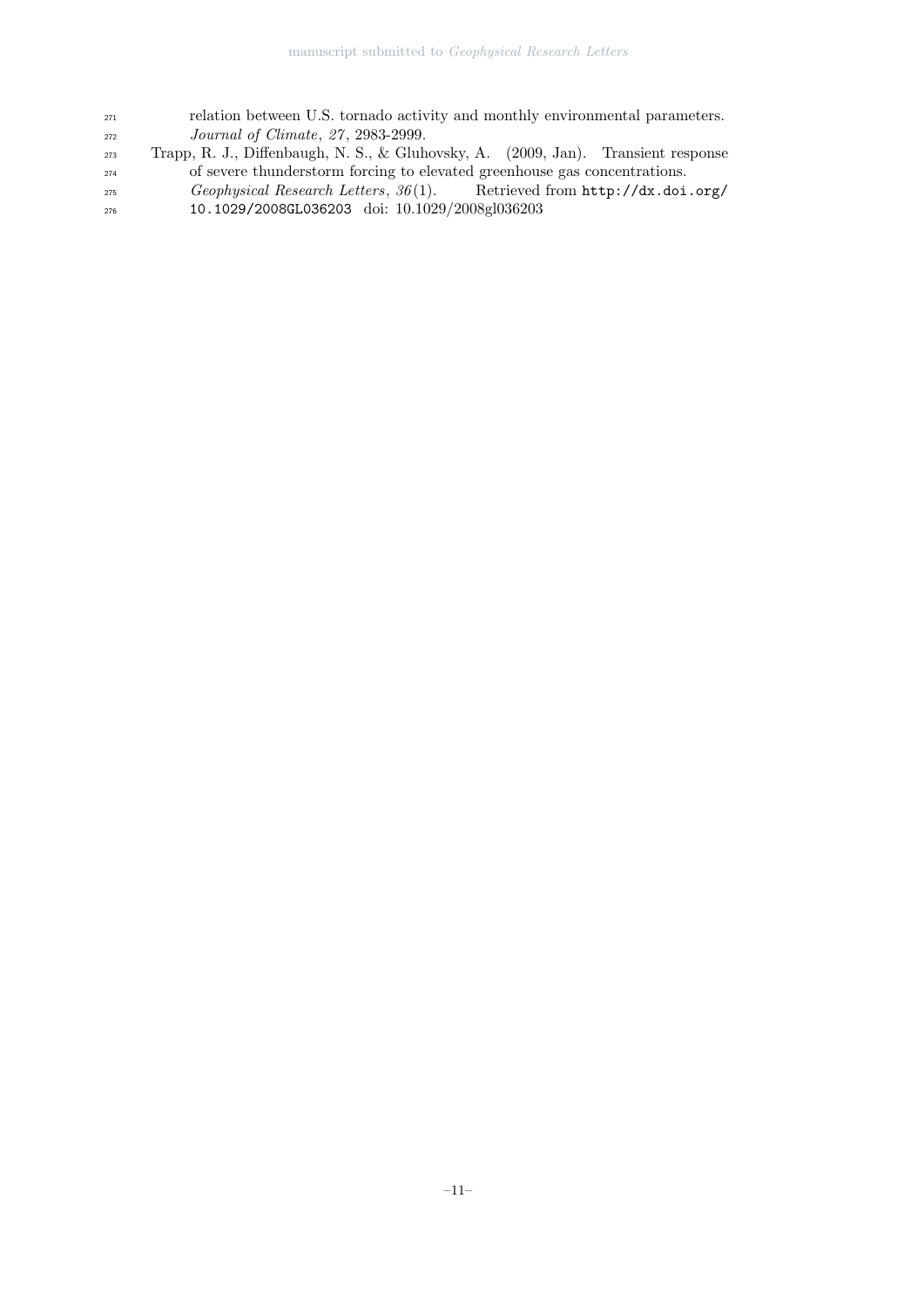relation between U.S. tornado activity and monthly environmental parameters. *Journal of Climate*, *27*, 2983-2999.

Trapp, R. J., Diffenbaugh, N. S., & Gluhovsky, A. (2009, Jan). Transient response of severe thunderstorm forcing to elevated greenhouse gas concentrations. *Geophysical Research Letters*, *36*(1). Retrieved from http://dx.doi.org/10.1029/2008GL036203 doi: 10.1029/2008gl036203